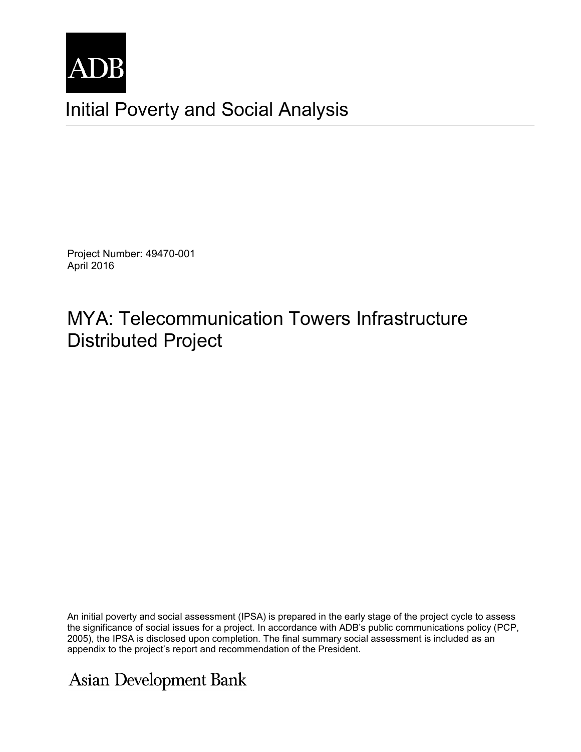ADB

# Initial Poverty and Social Analysis

Project Number: 49470-001
April 2016

## MYA: Telecommunication Towers Infrastructure Distributed Project

An initial poverty and social assessment (IPSA) is prepared in the early stage of the project cycle to assess the significance of social issues for a project. In accordance with ADB's public communications policy (PCP, 2005), the IPSA is disclosed upon completion. The final summary social assessment is included as an appendix to the project's report and recommendation of the President.

Asian Development Bank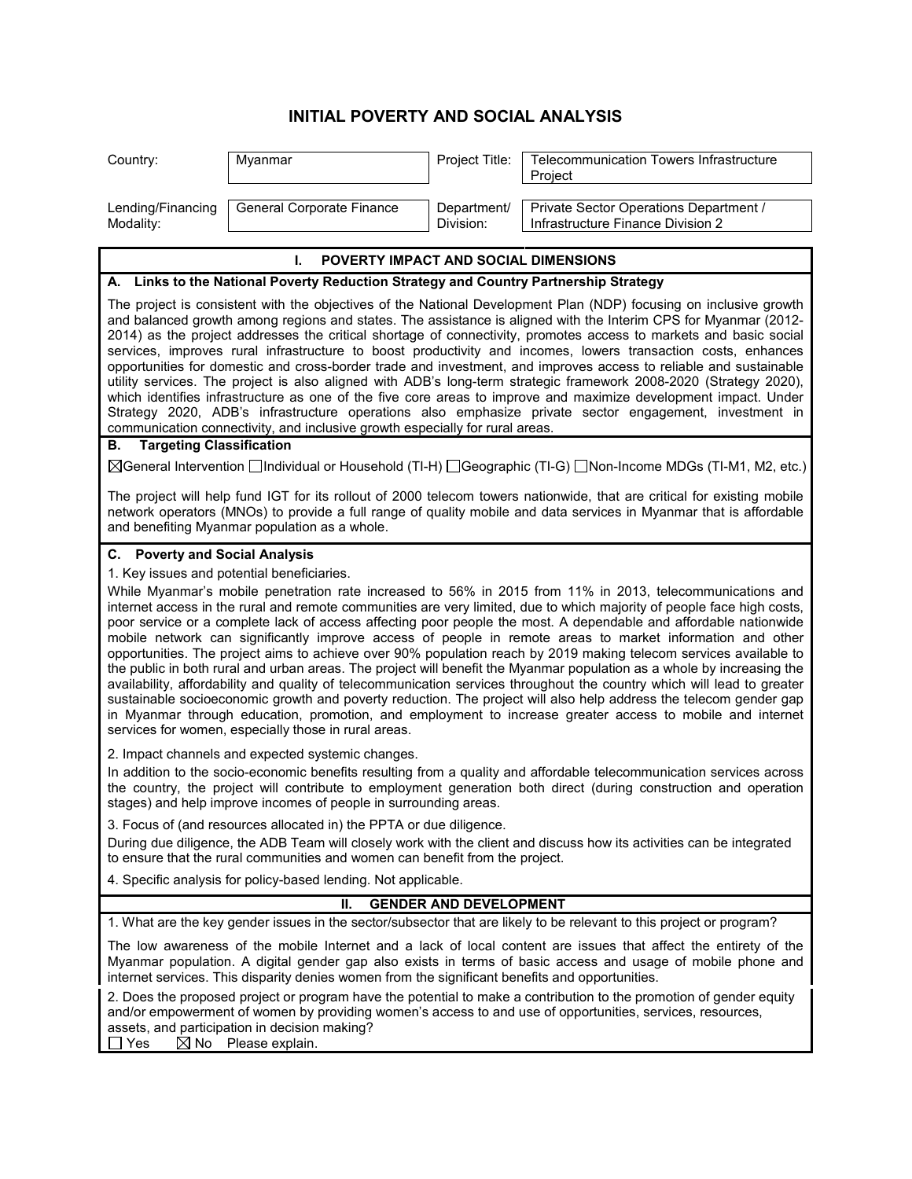# INITIAL POVERTY AND SOCIAL ANALYSIS

| | | | |
|---|---|---|---|
| Country: | Myanmar | Project Title: | Telecommunication Towers Infrastructure Project |
| Lending/Financing Modality: | General Corporate Finance | Department/ Division: | Private Sector Operations Department / Infrastructure Finance Division 2 |

## I. POVERTY IMPACT AND SOCIAL DIMENSIONS

### A. Links to the National Poverty Reduction Strategy and Country Partnership Strategy

The project is consistent with the objectives of the National Development Plan (NDP) focusing on inclusive growth and balanced growth among regions and states. The assistance is aligned with the Interim CPS for Myanmar (2012-2014) as the project addresses the critical shortage of connectivity, promotes access to markets and basic social services, improves rural infrastructure to boost productivity and incomes, lowers transaction costs, enhances opportunities for domestic and cross-border trade and investment, and improves access to reliable and sustainable utility services. The project is also aligned with ADB's long-term strategic framework 2008-2020 (Strategy 2020), which identifies infrastructure as one of the five core areas to improve and maximize development impact. Under Strategy 2020, ADB's infrastructure operations also emphasize private sector engagement, investment in communication connectivity, and inclusive growth especially for rural areas.

### B. Targeting Classification

☒General Intervention ☐Individual or Household (TI-H) ☐Geographic (TI-G) ☐Non-Income MDGs (TI-M1, M2, etc.)

The project will help fund IGT for its rollout of 2000 telecom towers nationwide, that are critical for existing mobile network operators (MNOs) to provide a full range of quality mobile and data services in Myanmar that is affordable and benefiting Myanmar population as a whole.

### C. Poverty and Social Analysis

1. Key issues and potential beneficiaries.

While Myanmar's mobile penetration rate increased to 56% in 2015 from 11% in 2013, telecommunications and internet access in the rural and remote communities are very limited, due to which majority of people face high costs, poor service or a complete lack of access affecting poor people the most. A dependable and affordable nationwide mobile network can significantly improve access of people in remote areas to market information and other opportunities. The project aims to achieve over 90% population reach by 2019 making telecom services available to the public in both rural and urban areas. The project will benefit the Myanmar population as a whole by increasing the availability, affordability and quality of telecommunication services throughout the country which will lead to greater sustainable socioeconomic growth and poverty reduction. The project will also help address the telecom gender gap in Myanmar through education, promotion, and employment to increase greater access to mobile and internet services for women, especially those in rural areas.

2. Impact channels and expected systemic changes.

In addition to the socio-economic benefits resulting from a quality and affordable telecommunication services across the country, the project will contribute to employment generation both direct (during construction and operation stages) and help improve incomes of people in surrounding areas.

3. Focus of (and resources allocated in) the PPTA or due diligence.

During due diligence, the ADB Team will closely work with the client and discuss how its activities can be integrated to ensure that the rural communities and women can benefit from the project.

4. Specific analysis for policy-based lending. Not applicable.

## II. GENDER AND DEVELOPMENT

1. What are the key gender issues in the sector/subsector that are likely to be relevant to this project or program?

The low awareness of the mobile Internet and a lack of local content are issues that affect the entirety of the Myanmar population. A digital gender gap also exists in terms of basic access and usage of mobile phone and internet services. This disparity denies women from the significant benefits and opportunities.

2. Does the proposed project or program have the potential to make a contribution to the promotion of gender equity and/or empowerment of women by providing women's access to and use of opportunities, services, resources, assets, and participation in decision making?

☐ Yes ☒ No Please explain.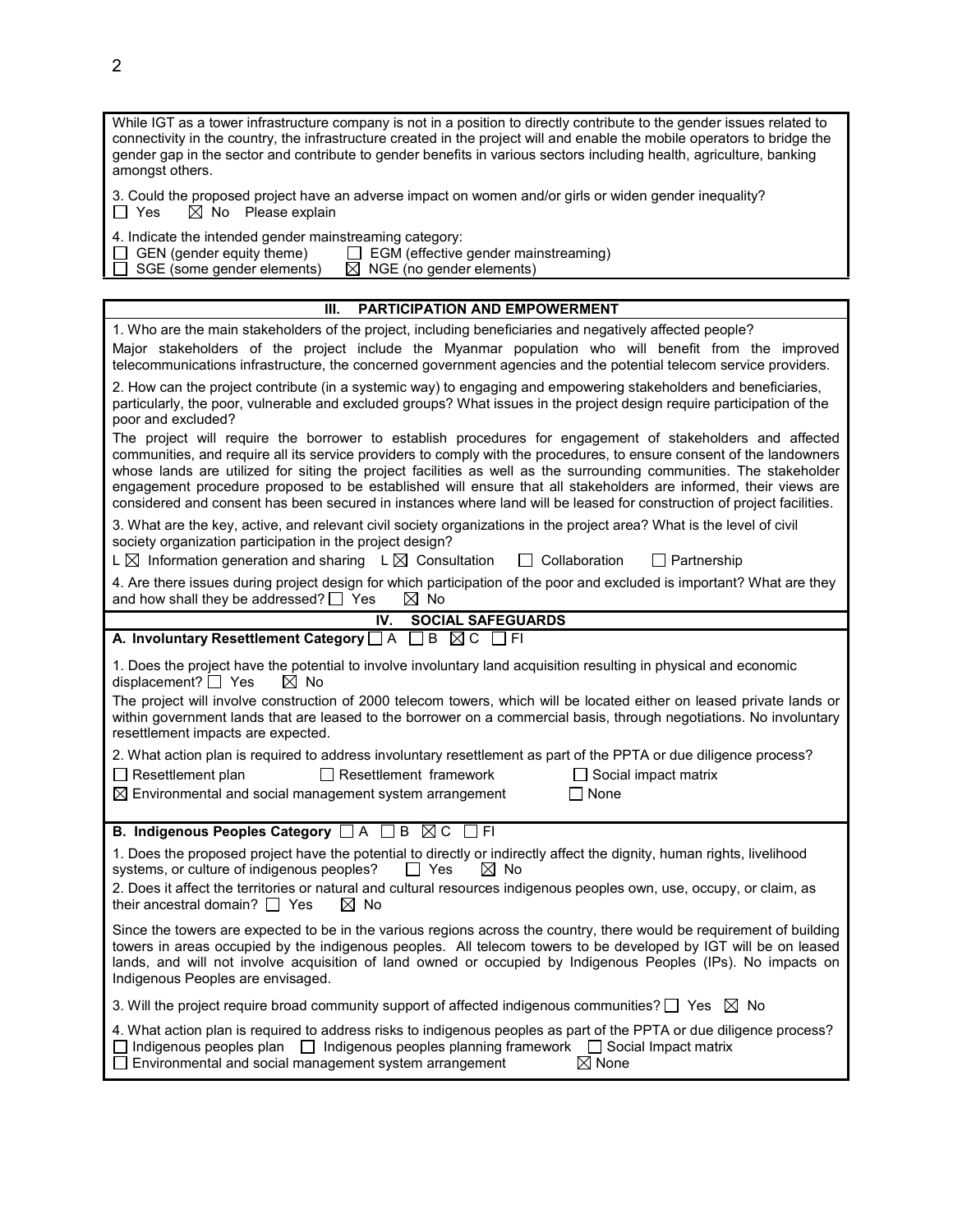While IGT as a tower infrastructure company is not in a position to directly contribute to the gender issues related to connectivity in the country, the infrastructure created in the project will and enable the mobile operators to bridge the gender gap in the sector and contribute to gender benefits in various sectors including health, agriculture, banking amongst others.

3. Could the proposed project have an adverse impact on women and/or girls or widen gender inequality?
☐ Yes ☒ No Please explain

4. Indicate the intended gender mainstreaming category:
☐ GEN (gender equity theme) ☐ EGM (effective gender mainstreaming)
☐ SGE (some gender elements) ☒ NGE (no gender elements)

## III. PARTICIPATION AND EMPOWERMENT

1. Who are the main stakeholders of the project, including beneficiaries and negatively affected people?
Major stakeholders of the project include the Myanmar population who will benefit from the improved telecommunications infrastructure, the concerned government agencies and the potential telecom service providers.

2. How can the project contribute (in a systemic way) to engaging and empowering stakeholders and beneficiaries, particularly, the poor, vulnerable and excluded groups? What issues in the project design require participation of the poor and excluded?
The project will require the borrower to establish procedures for engagement of stakeholders and affected communities, and require all its service providers to comply with the procedures, to ensure consent of the landowners whose lands are utilized for siting the project facilities as well as the surrounding communities. The stakeholder engagement procedure proposed to be established will ensure that all stakeholders are informed, their views are considered and consent has been secured in instances where land will be leased for construction of project facilities.

3. What are the key, active, and relevant civil society organizations in the project area? What is the level of civil society organization participation in the project design?
L ☒ Information generation and sharing L ☒ Consultation ☐ Collaboration ☐ Partnership

4. Are there issues during project design for which participation of the poor and excluded is important? What are they and how shall they be addressed? ☐ Yes ☒ No

## IV. SOCIAL SAFEGUARDS

**A. Involuntary Resettlement Category** ☐ A ☐ B ☒ C ☐ FI

1. Does the project have the potential to involve involuntary land acquisition resulting in physical and economic displacement? ☐ Yes ☒ No
The project will involve construction of 2000 telecom towers, which will be located either on leased private lands or within government lands that are leased to the borrower on a commercial basis, through negotiations. No involuntary resettlement impacts are expected.

2. What action plan is required to address involuntary resettlement as part of the PPTA or due diligence process?
☐ Resettlement plan ☐ Resettlement framework ☐ Social impact matrix
☒ Environmental and social management system arrangement ☐ None

**B. Indigenous Peoples Category** ☐ A ☐ B ☒ C ☐ FI

1. Does the proposed project have the potential to directly or indirectly affect the dignity, human rights, livelihood systems, or culture of indigenous peoples? ☐ Yes ☒ No
2. Does it affect the territories or natural and cultural resources indigenous peoples own, use, occupy, or claim, as their ancestral domain? ☐ Yes ☒ No

Since the towers are expected to be in the various regions across the country, there would be requirement of building towers in areas occupied by the indigenous peoples. All telecom towers to be developed by IGT will be on leased lands, and will not involve acquisition of land owned or occupied by Indigenous Peoples (IPs). No impacts on Indigenous Peoples are envisaged.

3. Will the project require broad community support of affected indigenous communities? ☐ Yes ☒ No

4. What action plan is required to address risks to indigenous peoples as part of the PPTA or due diligence process?
☐ Indigenous peoples plan ☐ Indigenous peoples planning framework ☐ Social Impact matrix
☐ Environmental and social management system arrangement ☒ None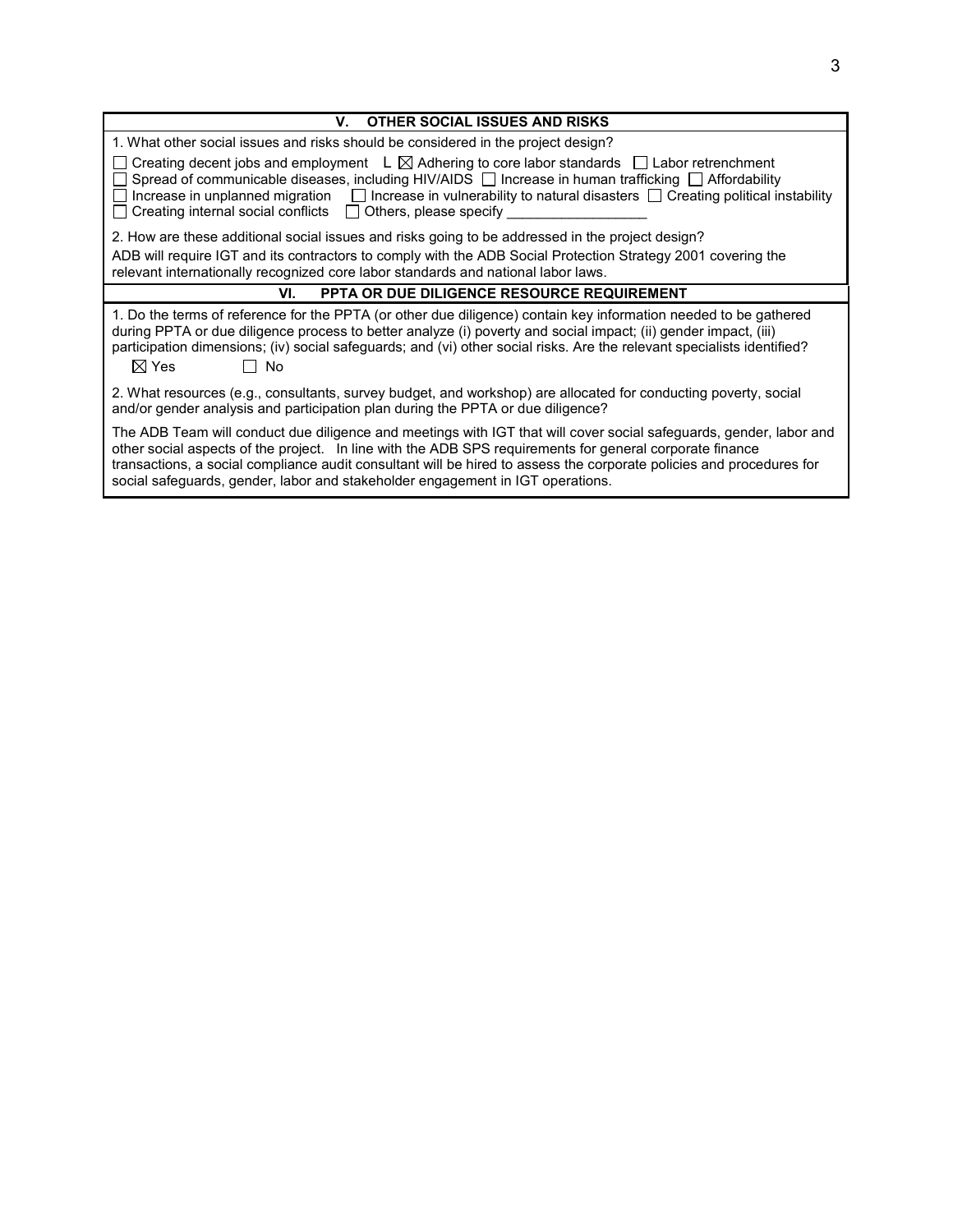## V. OTHER SOCIAL ISSUES AND RISKS

1. What other social issues and risks should be considered in the project design?

☐ Creating decent jobs and employment L ☒ Adhering to core labor standards ☐ Labor retrenchment
☐ Spread of communicable diseases, including HIV/AIDS ☐ Increase in human trafficking ☐ Affordability
☐ Increase in unplanned migration ☐ Increase in vulnerability to natural disasters ☐ Creating political instability
☐ Creating internal social conflicts ☐ Others, please specify __________________

2. How are these additional social issues and risks going to be addressed in the project design?

ADB will require IGT and its contractors to comply with the ADB Social Protection Strategy 2001 covering the relevant internationally recognized core labor standards and national labor laws.

## VI. PPTA OR DUE DILIGENCE RESOURCE REQUIREMENT

1. Do the terms of reference for the PPTA (or other due diligence) contain key information needed to be gathered during PPTA or due diligence process to better analyze (i) poverty and social impact; (ii) gender impact, (iii) participation dimensions; (iv) social safeguards; and (vi) other social risks. Are the relevant specialists identified?

☒ Yes ☐ No

2. What resources (e.g., consultants, survey budget, and workshop) are allocated for conducting poverty, social and/or gender analysis and participation plan during the PPTA or due diligence?

The ADB Team will conduct due diligence and meetings with IGT that will cover social safeguards, gender, labor and other social aspects of the project. In line with the ADB SPS requirements for general corporate finance transactions, a social compliance audit consultant will be hired to assess the corporate policies and procedures for social safeguards, gender, labor and stakeholder engagement in IGT operations.